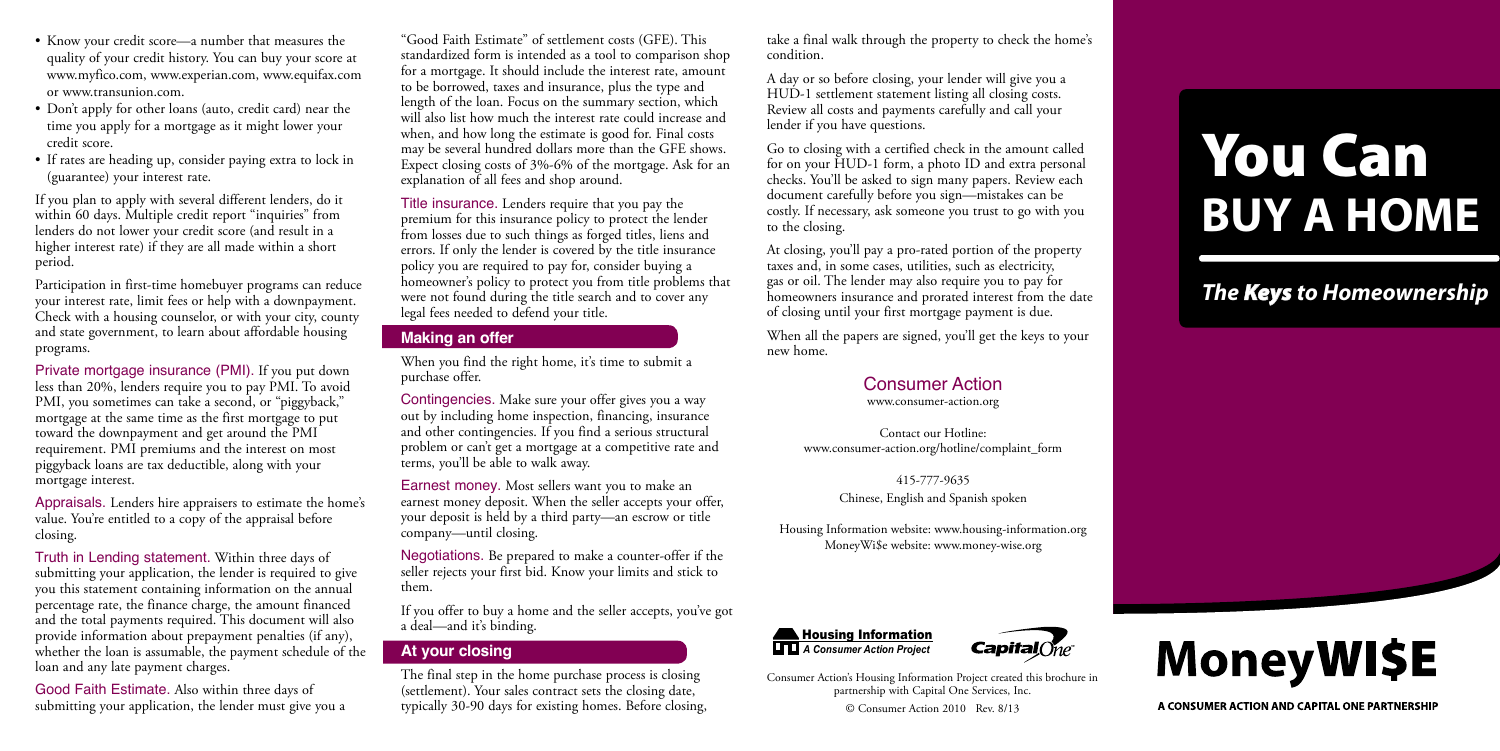- Know your credit score—a number that measures the quality of your credit history. You can buy your score at www.myfico.com, www.experian.com, www.equifax.com or www.transunion.com.
- Don't apply for other loans (auto, credit card) near the time you apply for a mortgage as it might lower your credit score.
- If rates are heading up, consider paying extra to lock in (guarantee) your interest rate.

If you plan to apply with several different lenders, do it within 60 days. Multiple credit report "inquiries" from lenders do not lower your credit score (and result in a higher interest rate) if they are all made within a short period.

Participation in first-time homebuyer programs can reduce your interest rate, limit fees or help with a downpayment. Check with a housing counselor, or with your city, county and state government, to learn about affordable housing programs.

**Private mortgage insurance (PMI).** If you put down less than 20%, lenders require you to pay PMI. To avoid PMI, you sometimes can take a second, or "piggyback," mortgage at the same time as the first mortgage to put toward the downpayment and get around the PMI requirement. PMI premiums and the interest on most piggyback loans are tax deductible, along with your mortgage interest.

**Appraisals.** Lenders hire appraisers to estimate the home's value. You're entitled to a copy of the appraisal before closing.

**Truth in Lending statement.** Within three days of submitting your application, the lender is required to give you this statement containing information on the annual percentage rate, the finance charge, the amount financed and the total payments required. This document will also provide information about prepayment penalties (if any), whether the loan is assumable, the payment schedule of the loan and any late payment charges.

**Good Faith Estimate.** Also within three days of submitting your application, the lender must give you a "Good Faith Estimate" of settlement costs (GFE). This standardized form is intended as a tool to comparison shop for a mortgage. It should include the interest rate, amount to be borrowed, taxes and insurance, plus the type and length of the loan. Focus on the summary section, which will also list how much the interest rate could increase and when, and how long the estimate is good for. Final costs may be several hundred dollars more than the GFE shows. Expect closing costs of 3%-6% of the mortgage. Ask for an explanation of all fees and shop around.

**Title insurance.** Lenders require that you pay the premium for this insurance policy to protect the lender from losses due to such things as forged titles, liens and errors. If only the lender is covered by the title insurance policy you are required to pay for, consider buying a homeowner's policy to protect you from title problems that were not found during the title search and to cover any legal fees needed to defend your title.

## Making an offer

When you find the right home, it's time to submit a purchase offer.

**Contingencies.** Make sure your offer gives you a way out by including home inspection, financing, insurance and other contingencies. If you find a serious structural problem or can't get a mortgage at a competitive rate and terms, you'll be able to walk away.

**Earnest money.** Most sellers want you to make an earnest money deposit. When the seller accepts your offer, your deposit is held by a third party—an escrow or title company—until closing.

**Negotiations.** Be prepared to make a counter-offer if the seller rejects your first bid. Know your limits and stick to them.

If you offer to buy a home and the seller accepts, you've got a deal—and it's binding.

## At your closing

The final step in the home purchase process is closing (settlement). Your sales contract sets the closing date, typically 30-90 days for existing homes. Before closing, take a final walk through the property to check the home's condition.

A day or so before closing, your lender will give you a HUD-1 settlement statement listing all closing costs. Review all costs and payments carefully and call your lender if you have questions.

Go to closing with a certified check in the amount called for on your HUD-1 form, a photo ID and extra personal checks. You'll be asked to sign many papers. Review each document carefully before you sign—mistakes can be costly. If necessary, ask someone you trust to go with you to the closing.

At closing, you'll pay a pro-rated portion of the property taxes and, in some cases, utilities, such as electricity, gas or oil. The lender may also require you to pay for homeowners insurance and prorated interest from the date of closing until your first mortgage payment is due.

When all the papers are signed, you'll get the keys to your new home.

**Consumer Action**
www.consumer-action.org

Contact our Hotline:
www.consumer-action.org/hotline/complaint_form

415-777-9635
Chinese, English and Spanish spoken

Housing Information website: www.housing-information.org
MoneyWi$e website: www.money-wise.org

**Housing Information** *A Consumer Action Project*

Capital One

Consumer Action's Housing Information Project created this brochure in partnership with Capital One Services, Inc.

© Consumer Action 2010 Rev. 8/13

# You Can BUY A HOME

*The Keys to Homeownership*

**MoneyWI$E**

A CONSUMER ACTION AND CAPITAL ONE PARTNERSHIP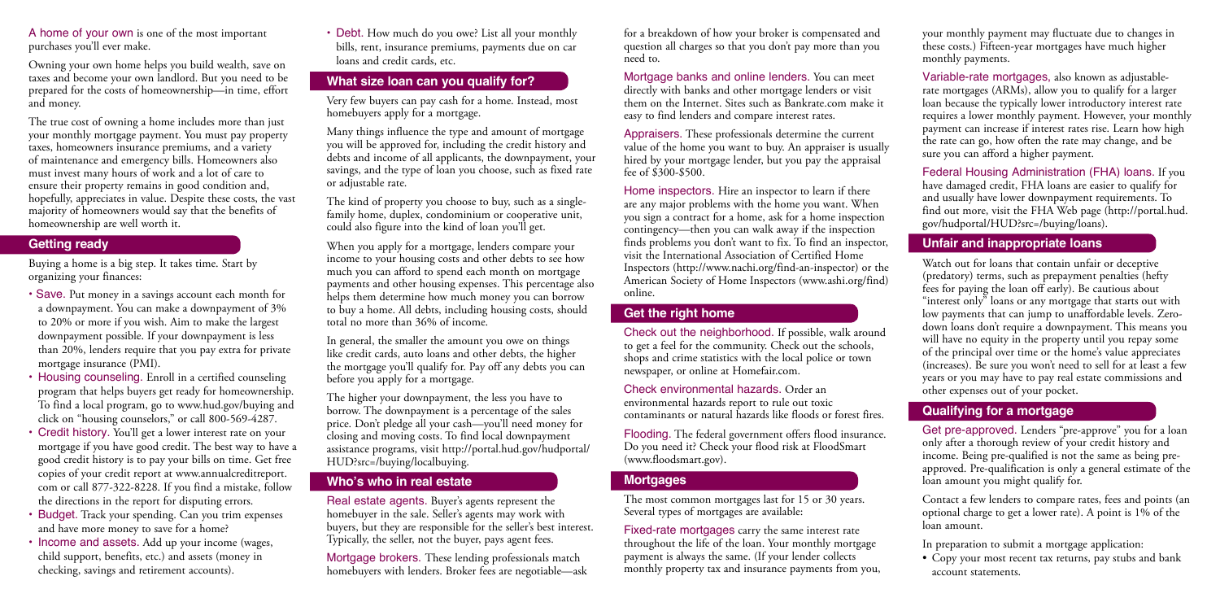A home of your own is one of the most important purchases you'll ever make.

Owning your own home helps you build wealth, save on taxes and become your own landlord. But you need to be prepared for the costs of homeownership—in time, effort and money.

The true cost of owning a home includes more than just your monthly mortgage payment. You must pay property taxes, homeowners insurance premiums, and a variety of maintenance and emergency bills. Homeowners also must invest many hours of work and a lot of care to ensure their property remains in good condition and, hopefully, appreciates in value. Despite these costs, the vast majority of homeowners would say that the benefits of homeownership are well worth it.

## Getting ready

Buying a home is a big step. It takes time. Start by organizing your finances:

- Save. Put money in a savings account each month for a downpayment. You can make a downpayment of 3% to 20% or more if you wish. Aim to make the largest downpayment possible. If your downpayment is less than 20%, lenders require that you pay extra for private mortgage insurance (PMI).
- Housing counseling. Enroll in a certified counseling program that helps buyers get ready for homeownership. To find a local program, go to www.hud.gov/buying and click on "housing counselors," or call 800-569-4287.
- Credit history. You'll get a lower interest rate on your mortgage if you have good credit. The best way to have a good credit history is to pay your bills on time. Get free copies of your credit report at www.annualcreditreport.com or call 877-322-8228. If you find a mistake, follow the directions in the report for disputing errors.
- Budget. Track your spending. Can you trim expenses and have more money to save for a home?
- Income and assets. Add up your income (wages, child support, benefits, etc.) and assets (money in checking, savings and retirement accounts).
- Debt. How much do you owe? List all your monthly bills, rent, insurance premiums, payments due on car loans and credit cards, etc.

## What size loan can you qualify for?

Very few buyers can pay cash for a home. Instead, most homebuyers apply for a mortgage.

Many things influence the type and amount of mortgage you will be approved for, including the credit history and debts and income of all applicants, the downpayment, your savings, and the type of loan you choose, such as fixed rate or adjustable rate.

The kind of property you choose to buy, such as a single-family home, duplex, condominium or cooperative unit, could also figure into the kind of loan you'll get.

When you apply for a mortgage, lenders compare your income to your housing costs and other debts to see how much you can afford to spend each month on mortgage payments and other housing expenses. This percentage also helps them determine how much money you can borrow to buy a home. All debts, including housing costs, should total no more than 36% of income.

In general, the smaller the amount you owe on things like credit cards, auto loans and other debts, the higher the mortgage you'll qualify for. Pay off any debts you can before you apply for a mortgage.

The higher your downpayment, the less you have to borrow. The downpayment is a percentage of the sales price. Don't pledge all your cash—you'll need money for closing and moving costs. To find local downpayment assistance programs, visit http://portal.hud.gov/hudportal/HUD?src=/buying/localbuying.

## Who's who in real estate

Real estate agents. Buyer's agents represent the homebuyer in the sale. Seller's agents may work with buyers, but they are responsible for the seller's best interest. Typically, the seller, not the buyer, pays agent fees.

Mortgage brokers. These lending professionals match homebuyers with lenders. Broker fees are negotiable—ask for a breakdown of how your broker is compensated and question all charges so that you don't pay more than you need to.

Mortgage banks and online lenders. You can meet directly with banks and other mortgage lenders or visit them on the Internet. Sites such as Bankrate.com make it easy to find lenders and compare interest rates.

Appraisers. These professionals determine the current value of the home you want to buy. An appraiser is usually hired by your mortgage lender, but you pay the appraisal fee of $300-$500.

Home inspectors. Hire an inspector to learn if there are any major problems with the home you want. When you sign a contract for a home, ask for a home inspection contingency—then you can walk away if the inspection finds problems you don't want to fix. To find an inspector, visit the International Association of Certified Home Inspectors (http://www.nachi.org/find-an-inspector) or the American Society of Home Inspectors (www.ashi.org/find) online.

## Get the right home

Check out the neighborhood. If possible, walk around to get a feel for the community. Check out the schools, shops and crime statistics with the local police or town newspaper, or online at Homefair.com.

Check environmental hazards. Order an environmental hazards report to rule out toxic contaminants or natural hazards like floods or forest fires.

Flooding. The federal government offers flood insurance. Do you need it? Check your flood risk at FloodSmart (www.floodsmart.gov).

## Mortgages

The most common mortgages last for 15 or 30 years. Several types of mortgages are available:

Fixed-rate mortgages carry the same interest rate throughout the life of the loan. Your monthly mortgage payment is always the same. (If your lender collects monthly property tax and insurance payments from you, your monthly payment may fluctuate due to changes in these costs.) Fifteen-year mortgages have much higher monthly payments.

Variable-rate mortgages, also known as adjustable-rate mortgages (ARMs), allow you to qualify for a larger loan because the typically lower introductory interest rate requires a lower monthly payment. However, your monthly payment can increase if interest rates rise. Learn how high the rate can go, how often the rate may change, and be sure you can afford a higher payment.

Federal Housing Administration (FHA) loans. If you have damaged credit, FHA loans are easier to qualify for and usually have lower downpayment requirements. To find out more, visit the FHA Web page (http://portal.hud.gov/hudportal/HUD?src=/buying/loans).

## Unfair and inappropriate loans

Watch out for loans that contain unfair or deceptive (predatory) terms, such as prepayment penalties (hefty fees for paying the loan off early). Be cautious about "interest only" loans or any mortgage that starts out with low payments that can jump to unaffordable levels. Zero-down loans don't require a downpayment. This means you will have no equity in the property until you repay some of the principal over time or the home's value appreciates (increases). Be sure you won't need to sell for at least a few years or you may have to pay real estate commissions and other expenses out of your pocket.

## Qualifying for a mortgage

Get pre-approved. Lenders "pre-approve" you for a loan only after a thorough review of your credit history and income. Being pre-qualified is not the same as being pre-approved. Pre-qualification is only a general estimate of the loan amount you might qualify for.

Contact a few lenders to compare rates, fees and points (an optional charge to get a lower rate). A point is 1% of the loan amount.

In preparation to submit a mortgage application:

- Copy your most recent tax returns, pay stubs and bank account statements.